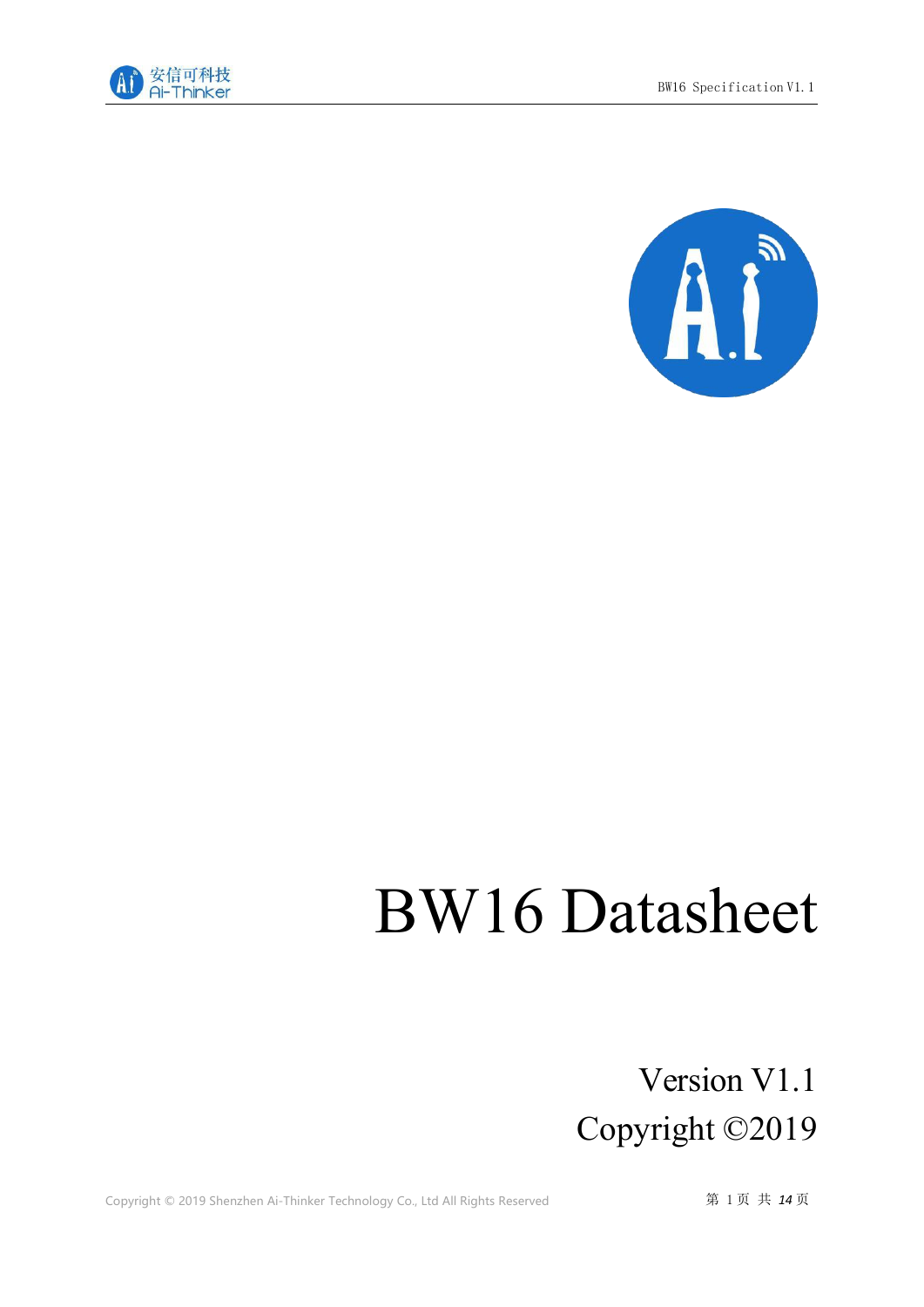# BW16 Datasheet

Version V1.1

Copyright ©2019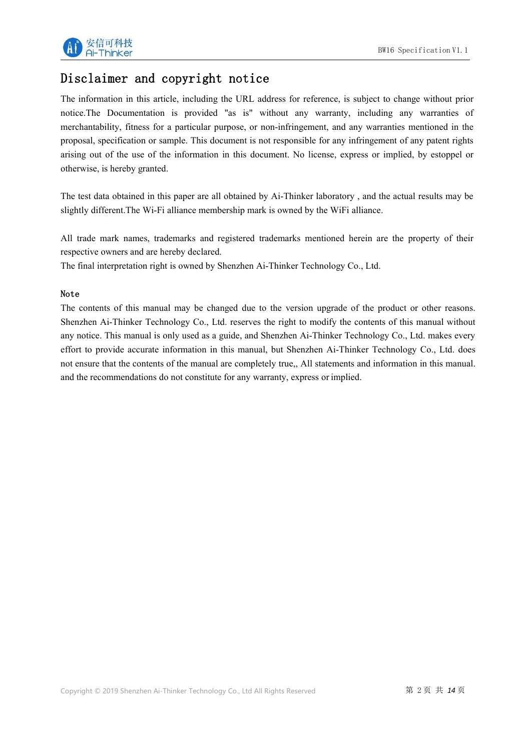# Disclaimer and copyright notice

The information in this article, including the URL address for reference, is subject to change without prior notice.The Documentation is provided "as is" without any warranty, including any warranties of merchantability, fitness for a particular purpose, or non-infringement, and any warranties mentioned in the proposal, specification or sample. This document is not responsible for any infringement of any patent rights arising out of the use of the information in this document. No license, express or implied, by estoppel or otherwise, is hereby granted.

The test data obtained in this paper are all obtained by Ai-Thinker laboratory , and the actual results may be slightly different.The Wi-Fi alliance membership mark is owned by the WiFi alliance.

All trade mark names, trademarks and registered trademarks mentioned herein are the property of their respective owners and are hereby declared.
The final interpretation right is owned by Shenzhen Ai-Thinker Technology Co., Ltd.

Note

The contents of this manual may be changed due to the version upgrade of the product or other reasons. Shenzhen Ai-Thinker Technology Co., Ltd. reserves the right to modify the contents of this manual without any notice. This manual is only used as a guide, and Shenzhen Ai-Thinker Technology Co., Ltd. makes every effort to provide accurate information in this manual, but Shenzhen Ai-Thinker Technology Co., Ltd. does not ensure that the contents of the manual are completely true,, All statements and information in this manual. and the recommendations do not constitute for any warranty, express or implied.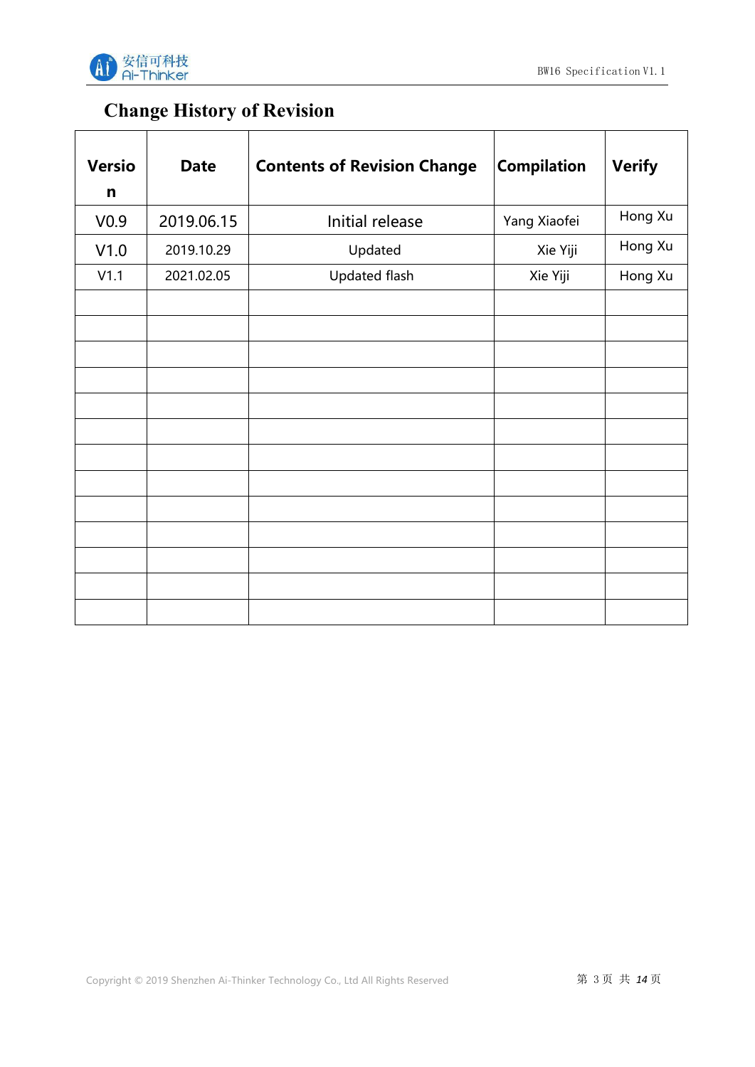## Change History of Revision

| Version | Date | Contents of Revision Change | Compilation | Verify |
|---|---|---|---|---|
| V0.9 | 2019.06.15 | Initial release | Yang Xiaofei | Hong Xu |
| V1.0 | 2019.10.29 | Updated | Xie Yiji | Hong Xu |
| V1.1 | 2021.02.05 | Updated flash | Xie Yiji | Hong Xu |
| | | | | |
| | | | | |
| | | | | |
| | | | | |
| | | | | |
| | | | | |
| | | | | |
| | | | | |
| | | | | |
| | | | | |
| | | | | |
| | | | | |
| | | | | |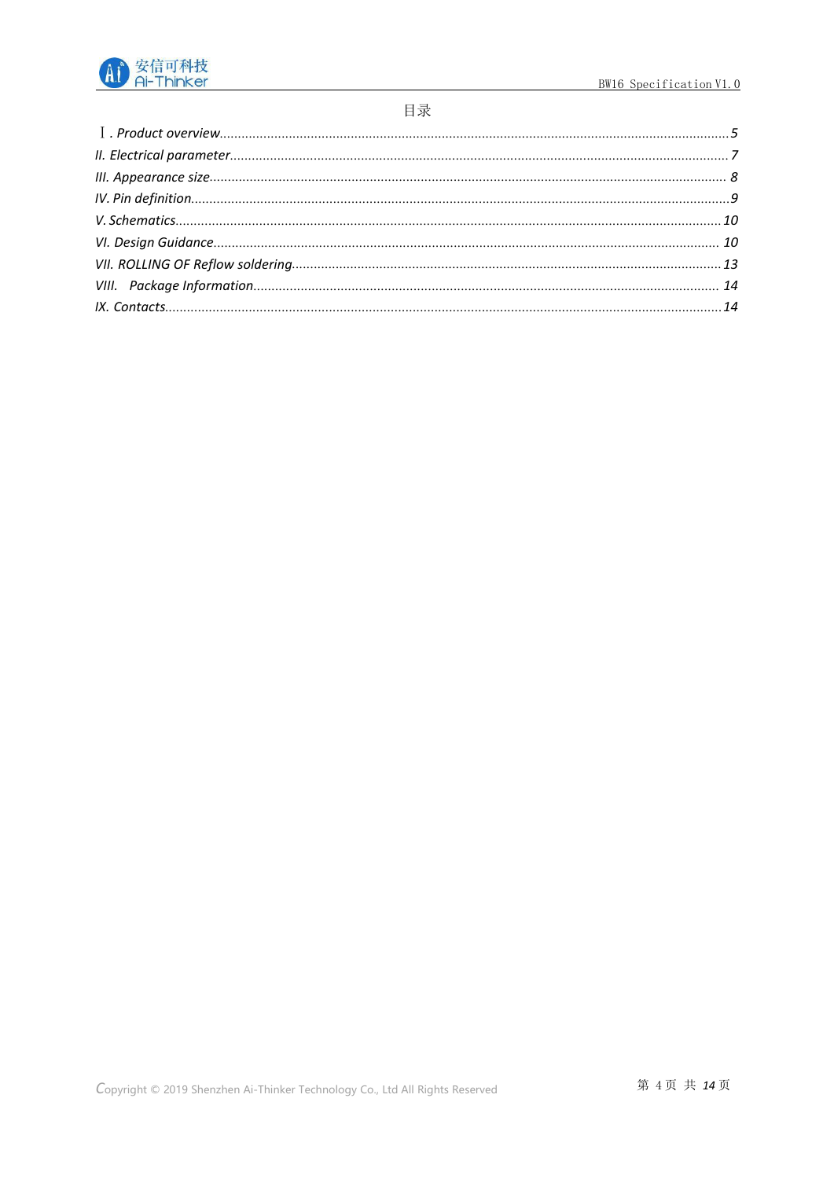# 目录

Ⅰ. *Product overview*......5
*II. Electrical parameter*......7
*III. Appearance size*......8
*IV. Pin definition*......9
*V. Schematics*......10
*VI. Design Guidance*......10
*VII. ROLLING OF Reflow soldering*......13
*VIII. Package Information*......14
*IX. Contacts*......14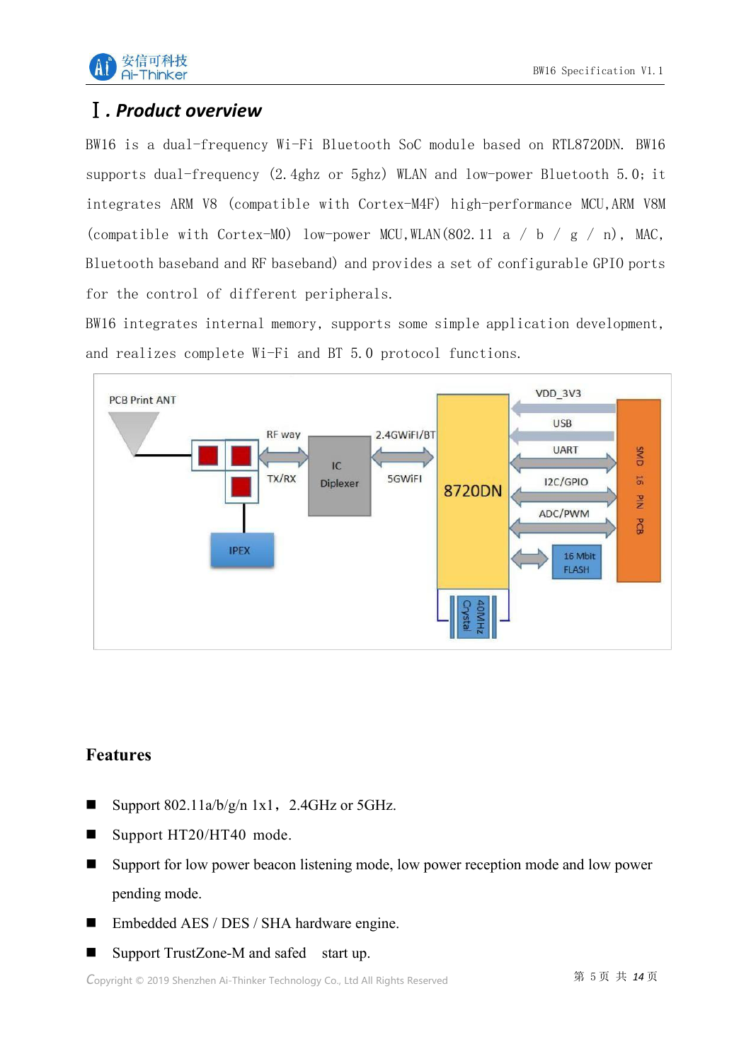# Ⅰ. Product overview

BW16 is a dual-frequency Wi-Fi Bluetooth SoC module based on RTL8720DN. BW16 supports dual-frequency (2.4ghz or 5ghz) WLAN and low-power Bluetooth 5.0; it integrates ARM V8 (compatible with Cortex-M4F) high-performance MCU,ARM V8M (compatible with Cortex-M0) low-power MCU,WLAN(802.11 a / b / g / n), MAC, Bluetooth baseband and RF baseband) and provides a set of configurable GPIO ports for the control of different peripherals.

BW16 integrates internal memory, supports some simple application development, and realizes complete Wi-Fi and BT 5.0 protocol functions.

## Features

- Support 802.11a/b/g/n 1x1， 2.4GHz or 5GHz.
- Support HT20/HT40 mode.
- Support for low power beacon listening mode, low power reception mode and low power pending mode.
- Embedded AES / DES / SHA hardware engine.
- Support TrustZone-M and safed start up.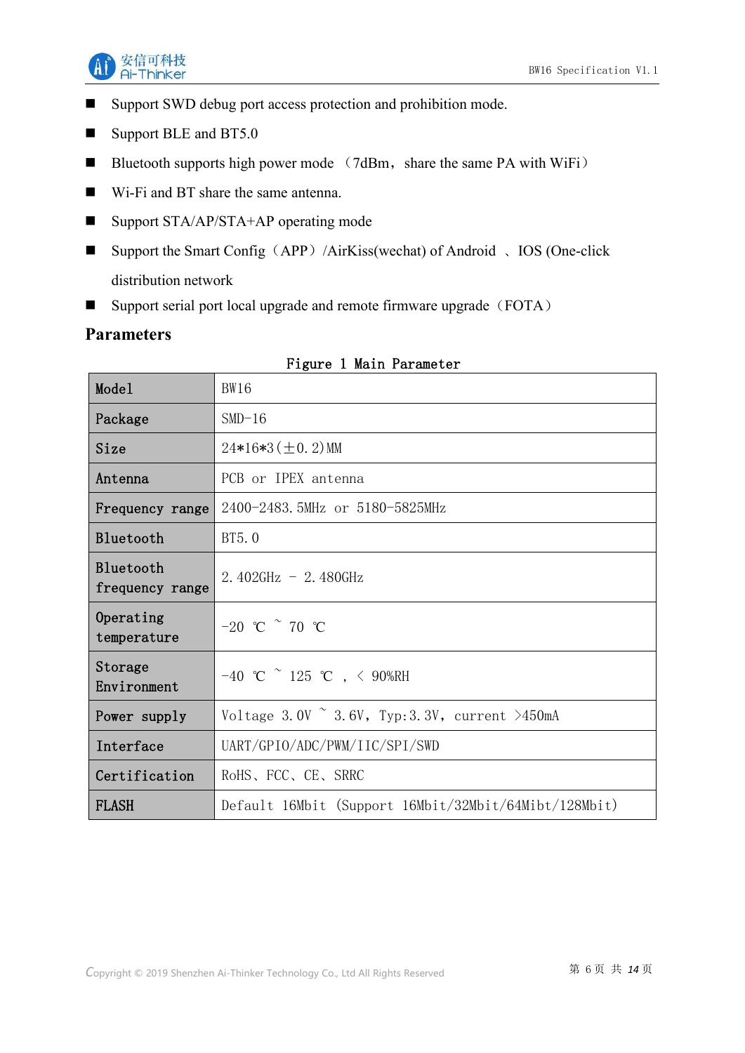- Support SWD debug port access protection and prohibition mode.
- Support BLE and BT5.0
- Bluetooth supports high power mode （7dBm，share the same PA with WiFi）
- Wi-Fi and BT share the same antenna.
- Support STA/AP/STA+AP operating mode
- Support the Smart Config（APP）/AirKiss(wechat) of Android 、IOS (One-click distribution network
- Support serial port local upgrade and remote firmware upgrade（FOTA）

## Parameters

Figure 1 Main Parameter

| Model | BW16 |
| --- | --- |
| Package | SMD-16 |
| Size | 24*16*3(±0.2)MM |
| Antenna | PCB or IPEX antenna |
| Frequency range | 2400-2483.5MHz or 5180-5825MHz |
| Bluetooth | BT5.0 |
| Bluetooth frequency range | 2.402GHz - 2.480GHz |
| Operating temperature | -20 ℃ ~ 70 ℃ |
| Storage Environment | -40 ℃ ~ 125 ℃ , < 90%RH |
| Power supply | Voltage 3.0V ~ 3.6V，Typ:3.3V，current >450mA |
| Interface | UART/GPIO/ADC/PWM/IIC/SPI/SWD |
| Certification | RoHS、FCC、CE、SRRC |
| FLASH | Default 16Mbit (Support 16Mbit/32Mbit/64Mibt/128Mbit) |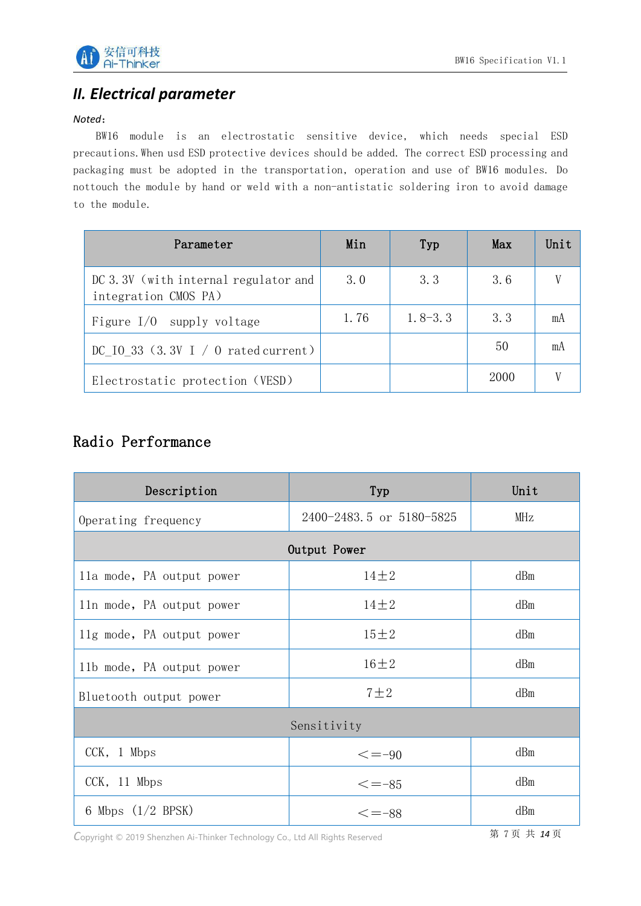## II. Electrical parameter

*Noted*:

BW16 module is an electrostatic sensitive device, which needs special ESD precautions. When usd ESD protective devices should be added. The correct ESD processing and packaging must be adopted in the transportation, operation and use of BW16 modules. Do nottouch the module by hand or weld with a non-antistatic soldering iron to avoid damage to the module.

| Parameter | Min | Typ | Max | Unit |
|---|---|---|---|---|
| DC 3.3V (with internal regulator and integration CMOS PA) | 3.0 | 3.3 | 3.6 | V |
| Figure I/O supply voltage | 1.76 | 1.8-3.3 | 3.3 | mA |
| DC_IO_33 (3.3V I / O rated current) | | | 50 | mA |
| Electrostatic protection (VESD) | | | 2000 | V |

## Radio Performance

| Description | Typ | Unit |
|---|---|---|
| Operating frequency | 2400-2483.5 or 5180-5825 | MHz |
| Output Power | | |
| 11a mode, PA output power | 14±2 | dBm |
| 11n mode, PA output power | 14±2 | dBm |
| 11g mode, PA output power | 15±2 | dBm |
| 11b mode, PA output power | 16±2 | dBm |
| Bluetooth output power | 7±2 | dBm |
| Sensitivity | | |
| CCK, 1 Mbps | <=-90 | dBm |
| CCK, 11 Mbps | <=-85 | dBm |
| 6 Mbps (1/2 BPSK) | <=-88 | dBm |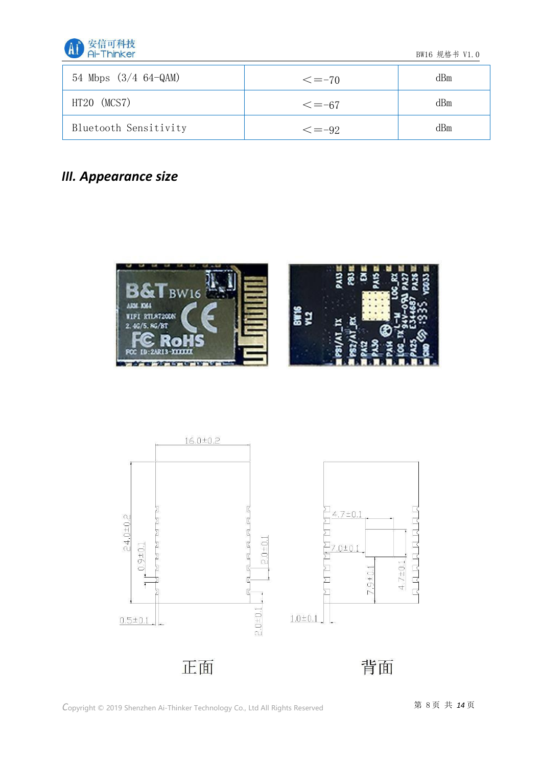| 54 Mbps (3/4 64-QAM) | <=-70 | dBm |
|---|---|---|
| HT20 (MCS7) | <=-67 | dBm |
| Bluetooth Sensitivity | <=-92 | dBm |

## *III. Appearance size*

正面

背面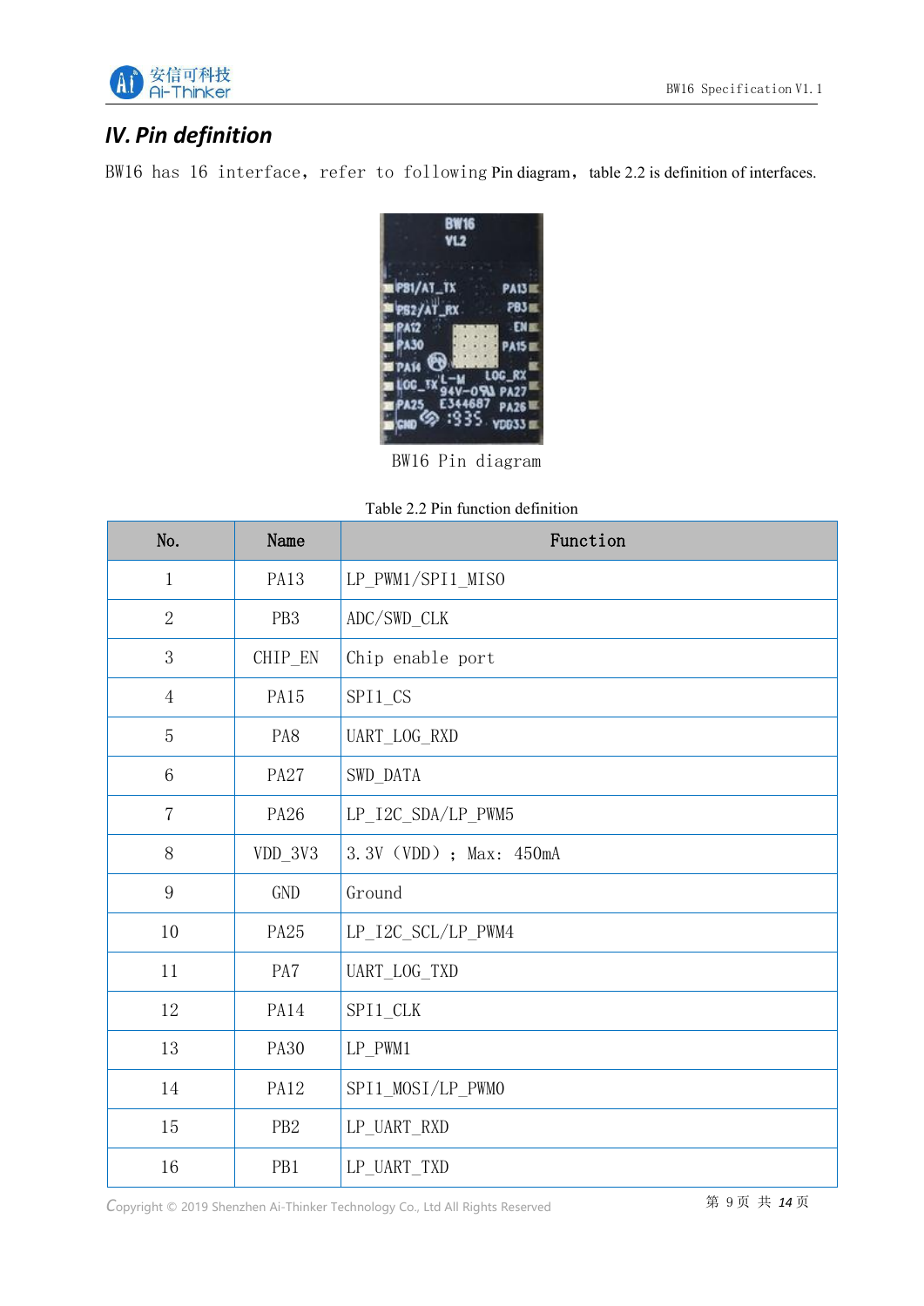## IV. Pin definition

BW16 has 16 interface, refer to following Pin diagram, table 2.2 is definition of interfaces.

BW16 Pin diagram

Table 2.2 Pin function definition

| No. | Name | Function |
|---|---|---|
| 1 | PA13 | LP_PWM1/SPI1_MISO |
| 2 | PB3 | ADC/SWD_CLK |
| 3 | CHIP_EN | Chip enable port |
| 4 | PA15 | SPI1_CS |
| 5 | PA8 | UART_LOG_RXD |
| 6 | PA27 | SWD_DATA |
| 7 | PA26 | LP_I2C_SDA/LP_PWM5 |
| 8 | VDD_3V3 | 3.3V（VDD）; Max: 450mA |
| 9 | GND | Ground |
| 10 | PA25 | LP_I2C_SCL/LP_PWM4 |
| 11 | PA7 | UART_LOG_TXD |
| 12 | PA14 | SPI1_CLK |
| 13 | PA30 | LP_PWM1 |
| 14 | PA12 | SPI1_MOSI/LP_PWM0 |
| 15 | PB2 | LP_UART_RXD |
| 16 | PB1 | LP_UART_TXD |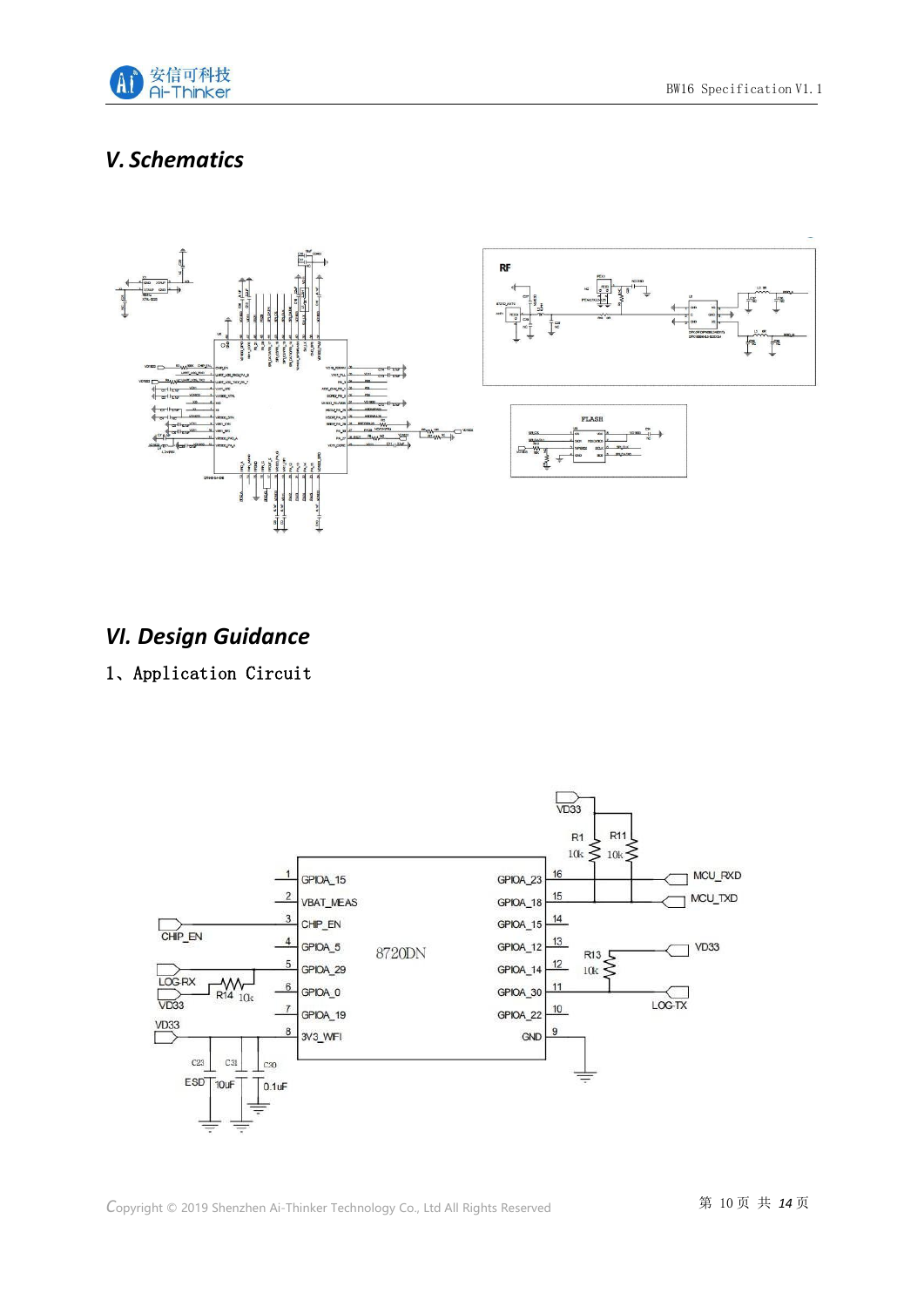## V. Schematics

## VI. Design Guidance

### 1、Application Circuit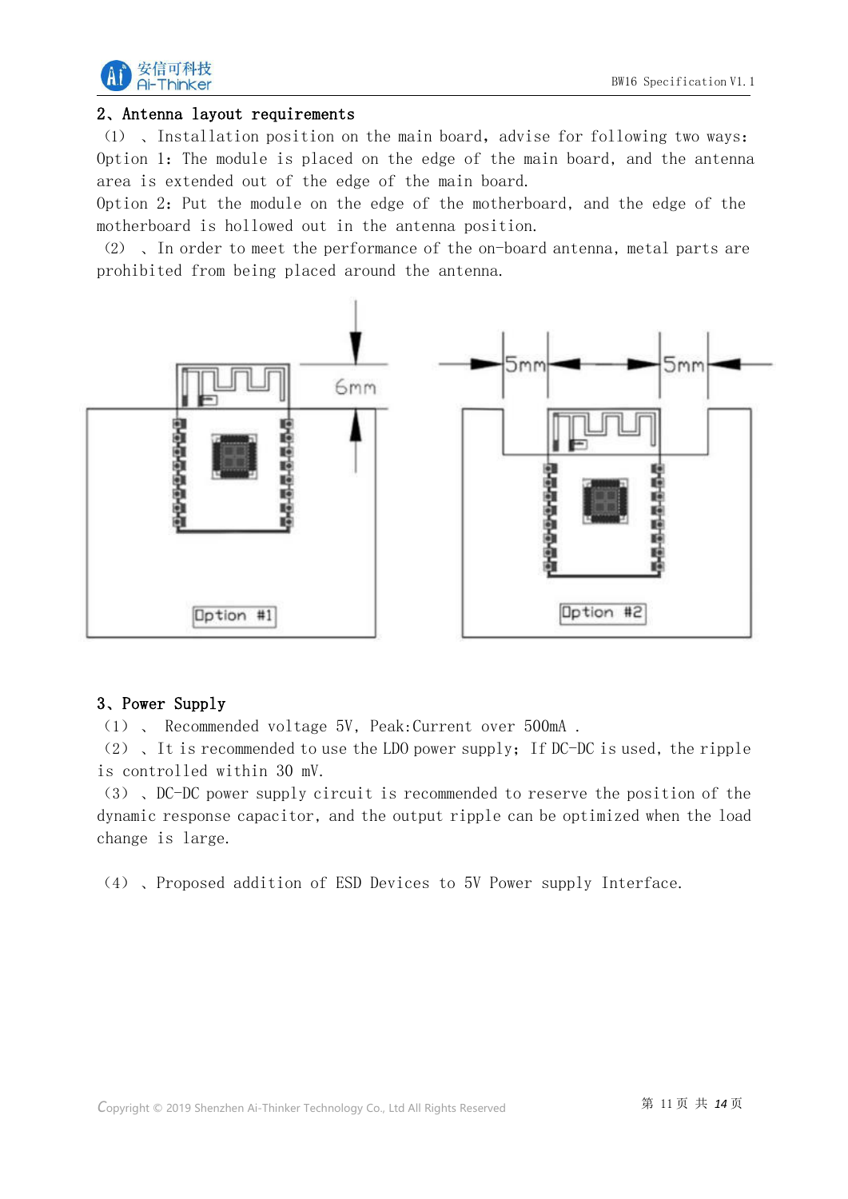## 2、Antenna layout requirements

（1） 、Installation position on the main board, advise for following two ways:

Option 1: The module is placed on the edge of the main board, and the antenna area is extended out of the edge of the main board.

Option 2: Put the module on the edge of the motherboard, and the edge of the motherboard is hollowed out in the antenna position.

（2） 、In order to meet the performance of the on-board antenna, metal parts are prohibited from being placed around the antenna.

## 3、Power Supply

（1） 、 Recommended voltage 5V, Peak:Current over 500mA .

（2） 、It is recommended to use the LDO power supply; If DC-DC is used, the ripple is controlled within 30 mV.

（3） 、DC-DC power supply circuit is recommended to reserve the position of the dynamic response capacitor, and the output ripple can be optimized when the load change is large.

（4） 、Proposed addition of ESD Devices to 5V Power supply Interface.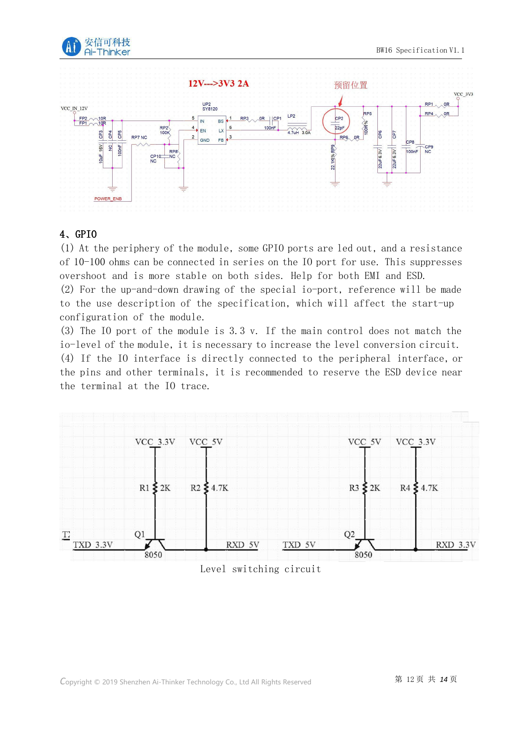## 4、GPIO

(1) At the periphery of the module, some GPIO ports are led out, and a resistance of 10-100 ohms can be connected in series on the IO port for use. This suppresses overshoot and is more stable on both sides. Help for both EMI and ESD.

(2) For the up-and-down drawing of the special io-port, reference will be made to the use description of the specification, which will affect the start-up configuration of the module.

(3) The IO port of the module is 3.3 v. If the main control does not match the io-level of the module, it is necessary to increase the level conversion circuit.

(4) If the IO interface is directly connected to the peripheral interface, or the pins and other terminals, it is recommended to reserve the ESD device near the terminal at the IO trace.

Level switching circuit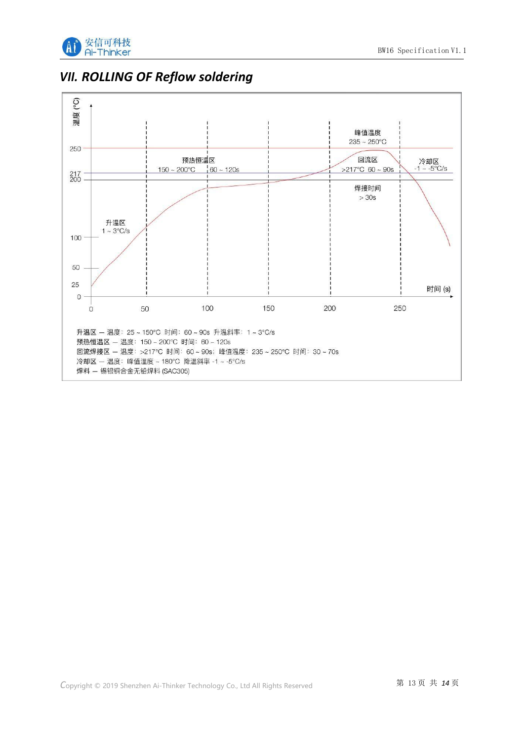## VII. ROLLING OF Reflow soldering

升温区 — 温度：25 ~ 150°C 时间：60 ~ 90s 升温斜率：1 ~ 3°C/s
预热恒温区 — 温度：150 ~ 200°C 时间：60 ~ 120s
回流焊接区 — 温度：>217°C 时间：60 ~ 90s；峰值温度：235 ~ 250°C 时间：30 ~ 70s
冷却区 — 温度：峰值温度 ~ 180°C 降温斜率 -1 ~ -5°C/s
焊料 — 锡银铜合金无铅焊料 (SAC305)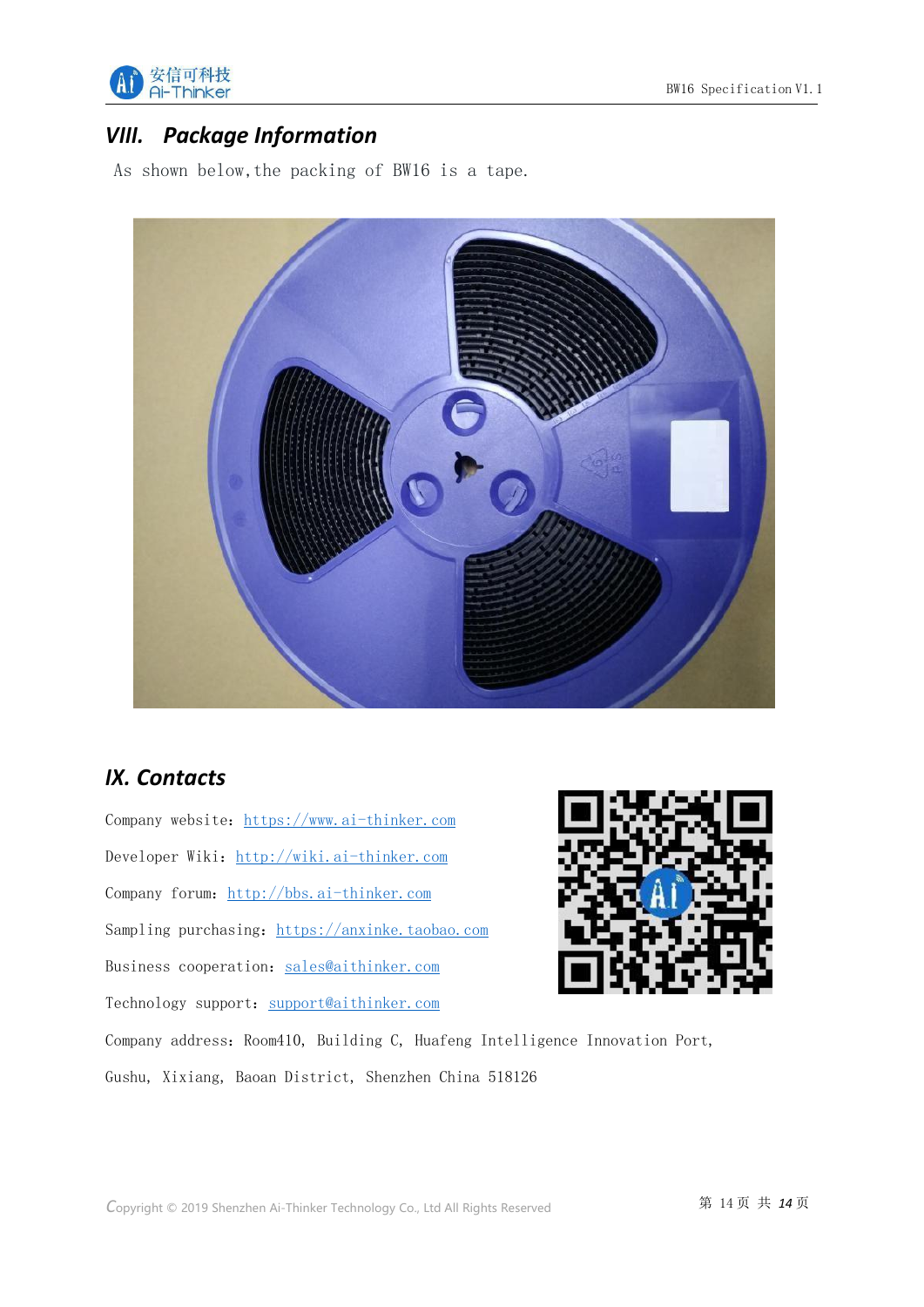## VIII. Package Information

As shown below, the packing of BW16 is a tape.

## IX. Contacts

Company website: https://www.ai-thinker.com

Developer Wiki: http://wiki.ai-thinker.com

Company forum: http://bbs.ai-thinker.com

Sampling purchasing: https://anxinke.taobao.com

Business cooperation: sales@aithinker.com

Technology support: support@aithinker.com

Company address: Room410, Building C, Huafeng Intelligence Innovation Port, Gushu, Xixiang, Baoan District, Shenzhen China 518126